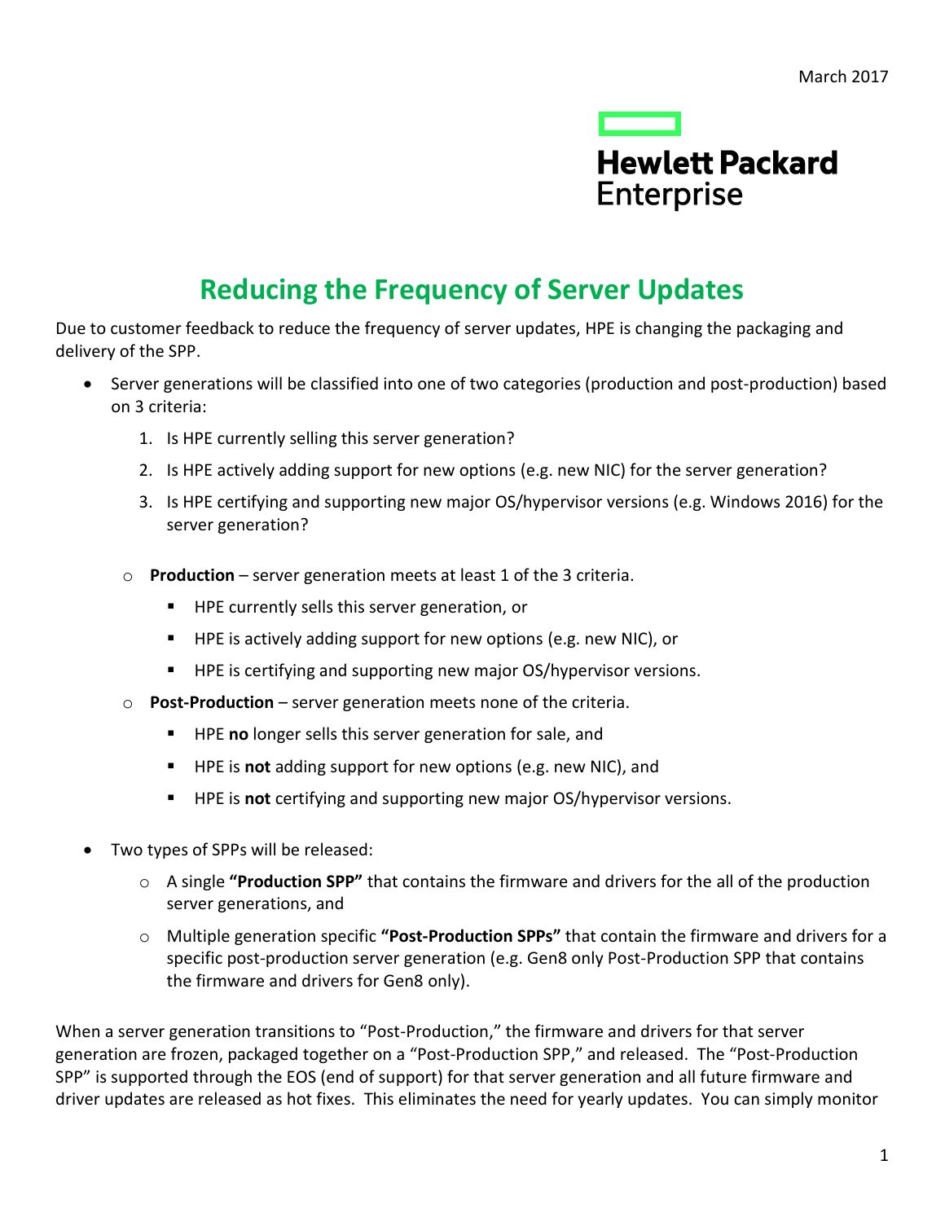March 2017

Hewlett Packard Enterprise

# Reducing the Frequency of Server Updates

Due to customer feedback to reduce the frequency of server updates, HPE is changing the packaging and delivery of the SPP.

- Server generations will be classified into one of two categories (production and post-production) based on 3 criteria:
  1. Is HPE currently selling this server generation?
  2. Is HPE actively adding support for new options (e.g. new NIC) for the server generation?
  3. Is HPE certifying and supporting new major OS/hypervisor versions (e.g. Windows 2016) for the server generation?

  - **Production** – server generation meets at least 1 of the 3 criteria.
    - HPE currently sells this server generation, or
    - HPE is actively adding support for new options (e.g. new NIC), or
    - HPE is certifying and supporting new major OS/hypervisor versions.
  - **Post-Production** – server generation meets none of the criteria.
    - HPE **no** longer sells this server generation for sale, and
    - HPE is **not** adding support for new options (e.g. new NIC), and
    - HPE is **not** certifying and supporting new major OS/hypervisor versions.

- Two types of SPPs will be released:
  - A single **"Production SPP"** that contains the firmware and drivers for the all of the production server generations, and
  - Multiple generation specific **"Post-Production SPPs"** that contain the firmware and drivers for a specific post-production server generation (e.g. Gen8 only Post-Production SPP that contains the firmware and drivers for Gen8 only).

When a server generation transitions to "Post-Production," the firmware and drivers for that server generation are frozen, packaged together on a "Post-Production SPP," and released. The "Post-Production SPP" is supported through the EOS (end of support) for that server generation and all future firmware and driver updates are released as hot fixes. This eliminates the need for yearly updates. You can simply monitor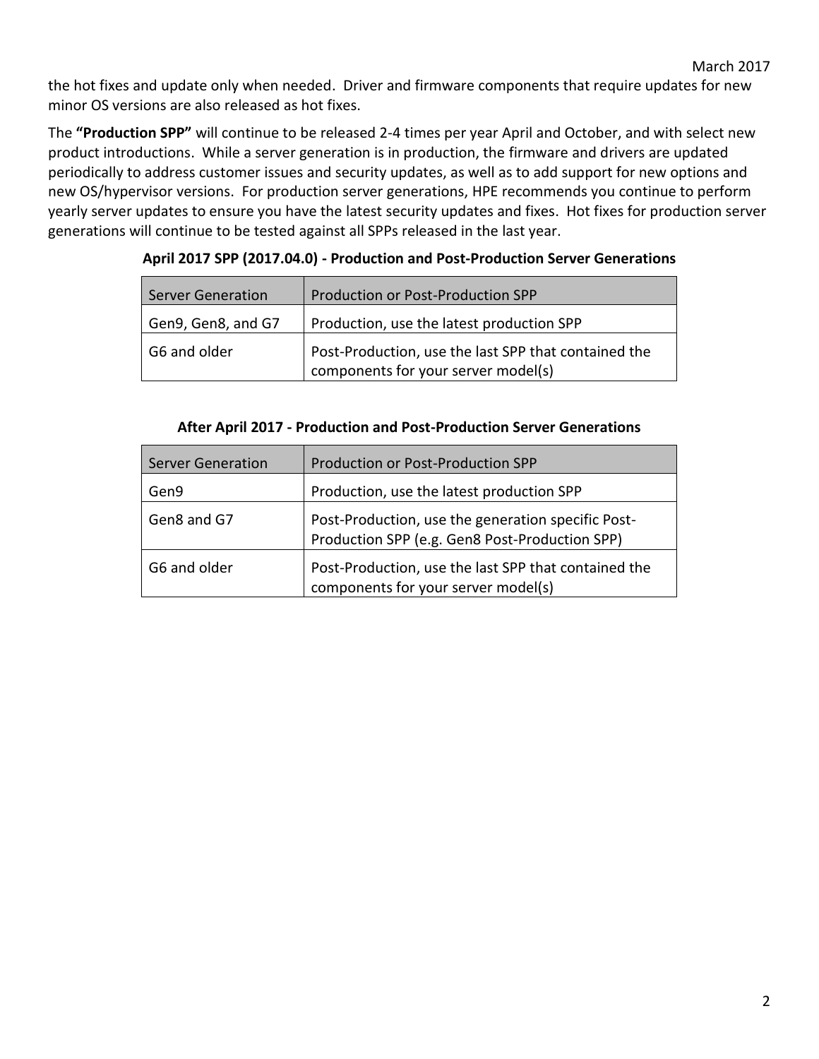the hot fixes and update only when needed. Driver and firmware components that require updates for new minor OS versions are also released as hot fixes.

The **"Production SPP"** will continue to be released 2-4 times per year April and October, and with select new product introductions. While a server generation is in production, the firmware and drivers are updated periodically to address customer issues and security updates, as well as to add support for new options and new OS/hypervisor versions. For production server generations, HPE recommends you continue to perform yearly server updates to ensure you have the latest security updates and fixes. Hot fixes for production server generations will continue to be tested against all SPPs released in the last year.

**April 2017 SPP (2017.04.0) - Production and Post-Production Server Generations**

| Server Generation | Production or Post-Production SPP |
| --- | --- |
| Gen9, Gen8, and G7 | Production, use the latest production SPP |
| G6 and older | Post-Production, use the last SPP that contained the components for your server model(s) |

**After April 2017 - Production and Post-Production Server Generations**

| Server Generation | Production or Post-Production SPP |
| --- | --- |
| Gen9 | Production, use the latest production SPP |
| Gen8 and G7 | Post-Production, use the generation specific Post-Production SPP (e.g. Gen8 Post-Production SPP) |
| G6 and older | Post-Production, use the last SPP that contained the components for your server model(s) |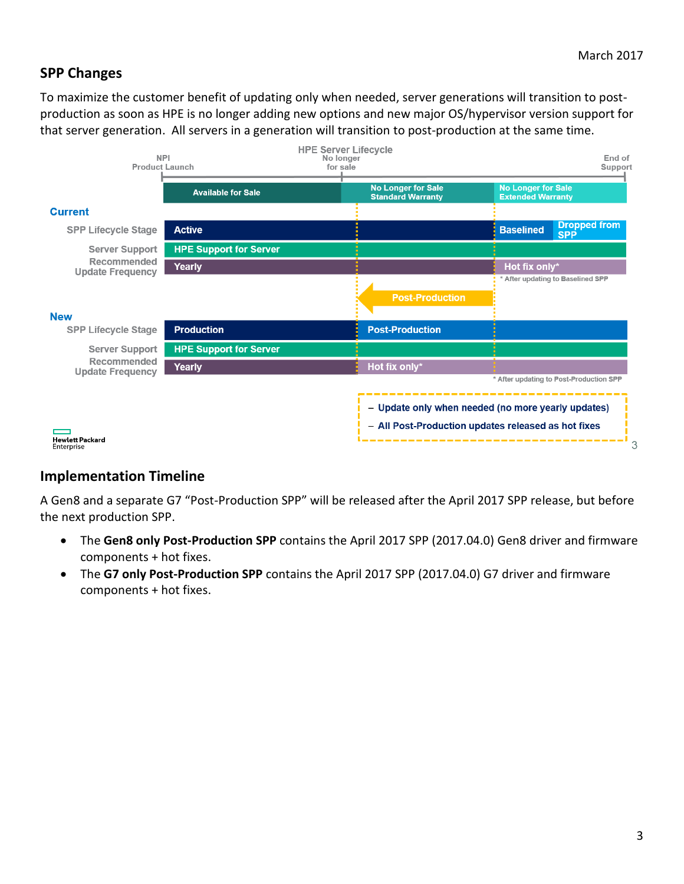March 2017

## SPP Changes

To maximize the customer benefit of updating only when needed, server generations will transition to post-production as soon as HPE is no longer adding new options and new major OS/hypervisor version support for that server generation. All servers in a generation will transition to post-production at the same time.

HPE Server Lifecycle

NPI Product Launch | No longer for sale | End of Support

| | Available for Sale | No Longer for Sale Standard Warranty | No Longer for Sale Extended Warranty | |
|---|---|---|---|---|
| **Current** | | | | |
| SPP Lifecycle Stage | Active | | Baselined | Dropped from SPP |
| Server Support | HPE Support for Server | | | |
| Recommended Update Frequency | Yearly | | Hot fix only* | |
| **New** | | | | |
| SPP Lifecycle Stage | Production | Post-Production | | |
| Server Support | HPE Support for Server | | | |
| Recommended Update Frequency | Yearly | Hot fix only* | | |

\* After updating to Baselined SPP (Current)

\* After updating to Post-Production SPP (New)

Post-Production

- Update only when needed (no more yearly updates)
- All Post-Production updates released as hot fixes

Hewlett Packard Enterprise

## Implementation Timeline

A Gen8 and a separate G7 "Post-Production SPP" will be released after the April 2017 SPP release, but before the next production SPP.

- The **Gen8 only Post-Production SPP** contains the April 2017 SPP (2017.04.0) Gen8 driver and firmware components + hot fixes.
- The **G7 only Post-Production SPP** contains the April 2017 SPP (2017.04.0) G7 driver and firmware components + hot fixes.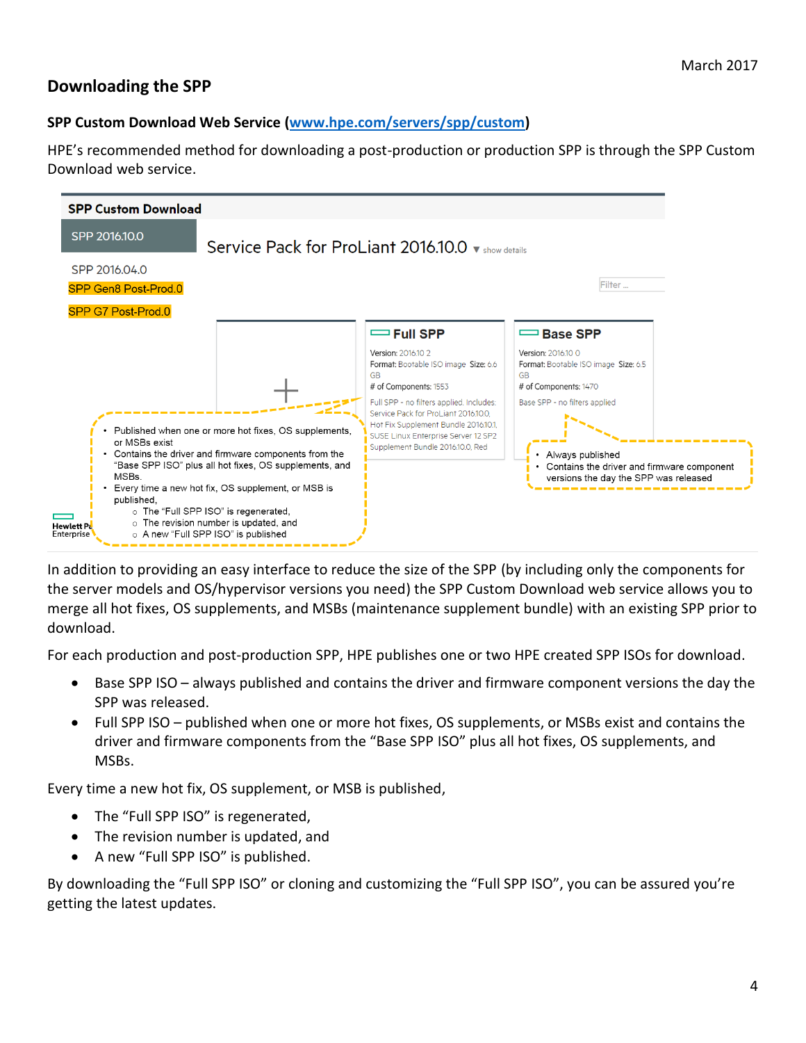March 2017

## Downloading the SPP

### SPP Custom Download Web Service (www.hpe.com/servers/spp/custom)

HPE's recommended method for downloading a post-production or production SPP is through the SPP Custom Download web service.

In addition to providing an easy interface to reduce the size of the SPP (by including only the components for the server models and OS/hypervisor versions you need) the SPP Custom Download web service allows you to merge all hot fixes, OS supplements, and MSBs (maintenance supplement bundle) with an existing SPP prior to download.

For each production and post-production SPP, HPE publishes one or two HPE created SPP ISOs for download.

- Base SPP ISO – always published and contains the driver and firmware component versions the day the SPP was released.
- Full SPP ISO – published when one or more hot fixes, OS supplements, or MSBs exist and contains the driver and firmware components from the "Base SPP ISO" plus all hot fixes, OS supplements, and MSBs.

Every time a new hot fix, OS supplement, or MSB is published,

- The "Full SPP ISO" is regenerated,
- The revision number is updated, and
- A new "Full SPP ISO" is published.

By downloading the "Full SPP ISO" or cloning and customizing the "Full SPP ISO", you can be assured you're getting the latest updates.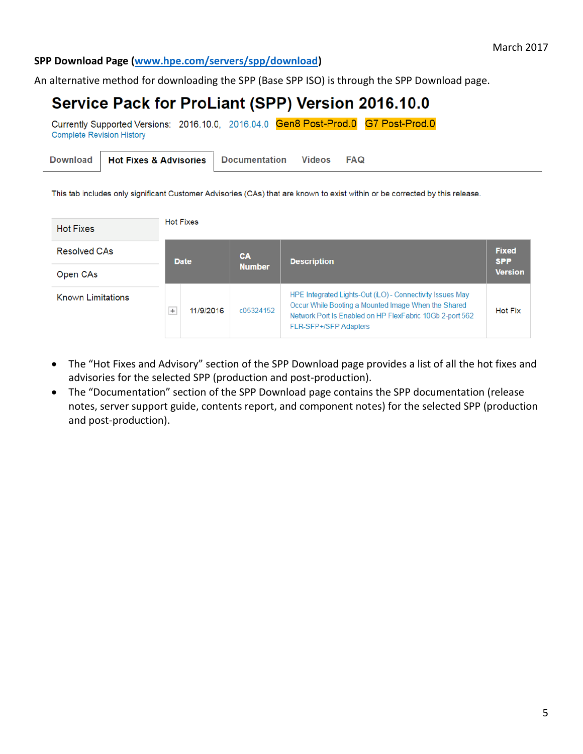March 2017

**SPP Download Page (www.hpe.com/servers/spp/download)**

An alternative method for downloading the SPP (Base SPP ISO) is through the SPP Download page.

# Service Pack for ProLiant (SPP) Version 2016.10.0

Currently Supported Versions: 2016.10.0, 2016.04.0 Gen8 Post-Prod.0 G7 Post-Prod.0

Complete Revision History

Download | **Hot Fixes & Advisories** | Documentation | Videos | FAQ

This tab includes only significant Customer Advisories (CAs) that are known to exist within or be corrected by this release.

- Hot Fixes
- Resolved CAs
- Open CAs
- Known Limitations

Hot Fixes

| | Date | CA Number | Description | Fixed SPP Version |
|---|---|---|---|---|
| + | 11/9/2016 | c05324152 | HPE Integrated Lights-Out (iLO) - Connectivity Issues May Occur While Booting a Mounted Image When the Shared Network Port Is Enabled on HP FlexFabric 10Gb 2-port 562 FLR-SFP+/SFP Adapters | Hot Fix |

- The "Hot Fixes and Advisory" section of the SPP Download page provides a list of all the hot fixes and advisories for the selected SPP (production and post-production).
- The "Documentation" section of the SPP Download page contains the SPP documentation (release notes, server support guide, contents report, and component notes) for the selected SPP (production and post-production).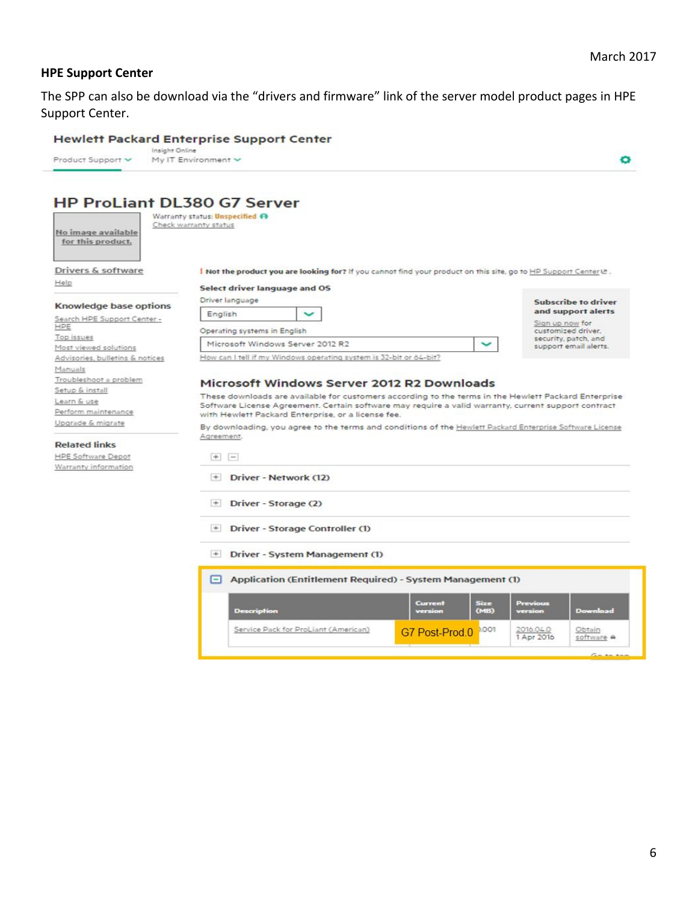March 2017

**HPE Support Center**

The SPP can also be download via the "drivers and firmware" link of the server model product pages in HPE Support Center.

Hewlett Packard Enterprise Support Center

Product Support | Insight Online My IT Environment

## HP ProLiant DL380 G7 Server

No image available for this product.

Warranty status: Unspecified
Check warranty status

Drivers & software
Help

**Knowledge base options**

Search HPE Support Center - HPE
Top issues
Most viewed solutions
Advisories, bulletins & notices
Manuals
Troubleshoot a problem
Setup & install
Learn & use
Perform maintenance
Upgrade & migrate

**Related links**

HPE Software Depot
Warranty information

! Not the product you are looking for? If you cannot find your product on this site, go to HP Support Center.

**Select driver language and OS**

Driver language: English

Operating systems in English: Microsoft Windows Server 2012 R2

How can I tell if my Windows operating system is 32-bit or 64-bit?

**Subscribe to driver and support alerts**

Sign up now for customized driver, security, patch, and support email alerts.

### Microsoft Windows Server 2012 R2 Downloads

These downloads are available for customers according to the terms in the Hewlett Packard Enterprise Software License Agreement. Certain software may require a valid warranty, current support contract with Hewlett Packard Enterprise, or a license fee.

By downloading, you agree to the terms and conditions of the Hewlett Packard Enterprise Software License Agreement.

- Driver - Network (12)
- Driver - Storage (2)
- Driver - Storage Controller (1)
- Driver - System Management (1)
- Application (Entitlement Required) - System Management (1)

| Description | Current version | Size (MB) | Previous version | Download |
|---|---|---|---|---|
| Service Pack for ProLiant (American) | G7 Post-Prod.0 | .001 | 2016.04.0 1 Apr 2016 | Obtain software |

Go to top